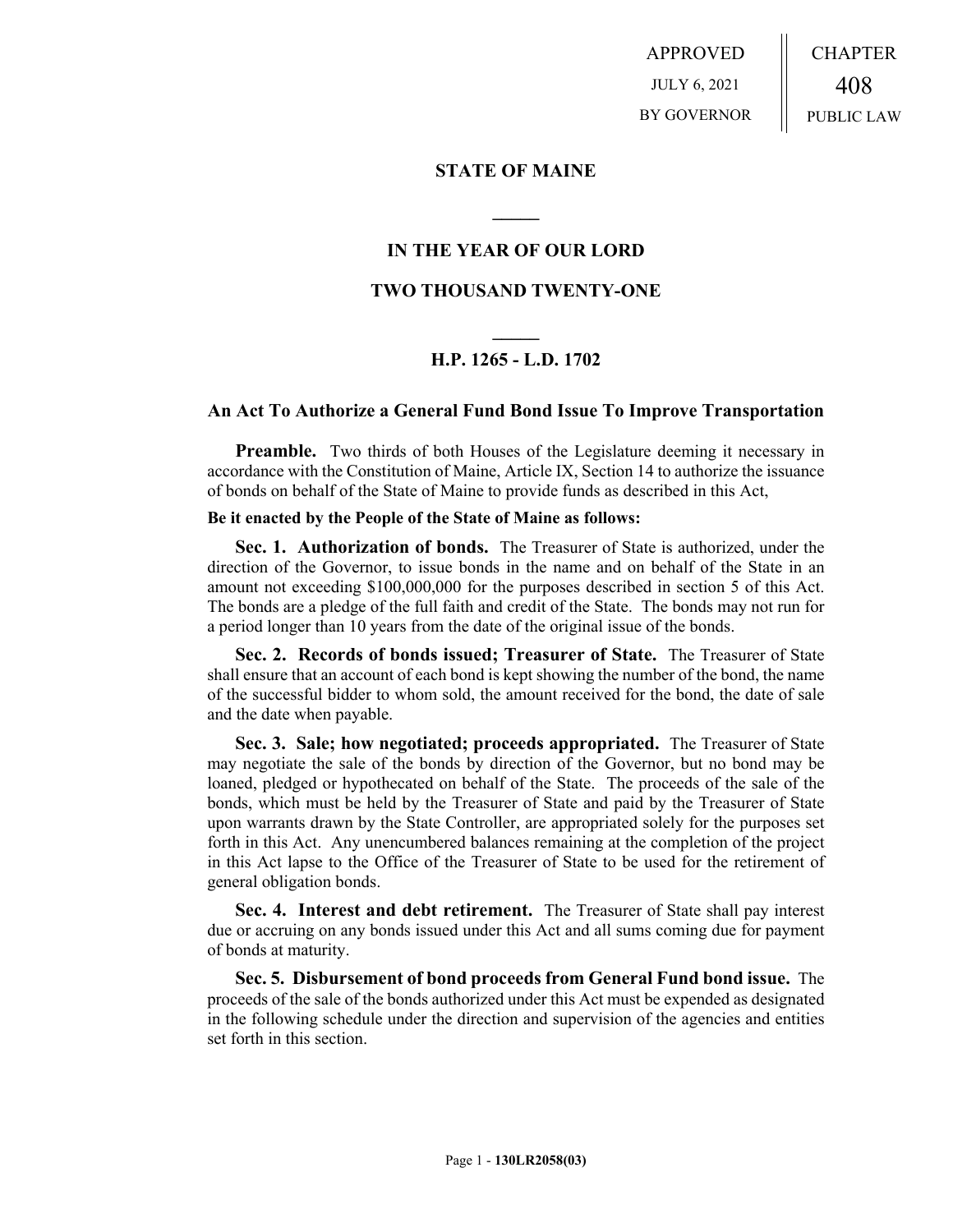APPROVED
JULY 6, 2021
BY GOVERNOR

CHAPTER
408
PUBLIC LAW

# STATE OF MAINE

## IN THE YEAR OF OUR LORD

## TWO THOUSAND TWENTY-ONE

## H.P. 1265 - L.D. 1702

### An Act To Authorize a General Fund Bond Issue To Improve Transportation

**Preamble.** Two thirds of both Houses of the Legislature deeming it necessary in accordance with the Constitution of Maine, Article IX, Section 14 to authorize the issuance of bonds on behalf of the State of Maine to provide funds as described in this Act,

**Be it enacted by the People of the State of Maine as follows:**

**Sec. 1. Authorization of bonds.** The Treasurer of State is authorized, under the direction of the Governor, to issue bonds in the name and on behalf of the State in an amount not exceeding $100,000,000 for the purposes described in section 5 of this Act. The bonds are a pledge of the full faith and credit of the State. The bonds may not run for a period longer than 10 years from the date of the original issue of the bonds.

**Sec. 2. Records of bonds issued; Treasurer of State.** The Treasurer of State shall ensure that an account of each bond is kept showing the number of the bond, the name of the successful bidder to whom sold, the amount received for the bond, the date of sale and the date when payable.

**Sec. 3. Sale; how negotiated; proceeds appropriated.** The Treasurer of State may negotiate the sale of the bonds by direction of the Governor, but no bond may be loaned, pledged or hypothecated on behalf of the State. The proceeds of the sale of the bonds, which must be held by the Treasurer of State and paid by the Treasurer of State upon warrants drawn by the State Controller, are appropriated solely for the purposes set forth in this Act. Any unencumbered balances remaining at the completion of the project in this Act lapse to the Office of the Treasurer of State to be used for the retirement of general obligation bonds.

**Sec. 4. Interest and debt retirement.** The Treasurer of State shall pay interest due or accruing on any bonds issued under this Act and all sums coming due for payment of bonds at maturity.

**Sec. 5. Disbursement of bond proceeds from General Fund bond issue.** The proceeds of the sale of the bonds authorized under this Act must be expended as designated in the following schedule under the direction and supervision of the agencies and entities set forth in this section.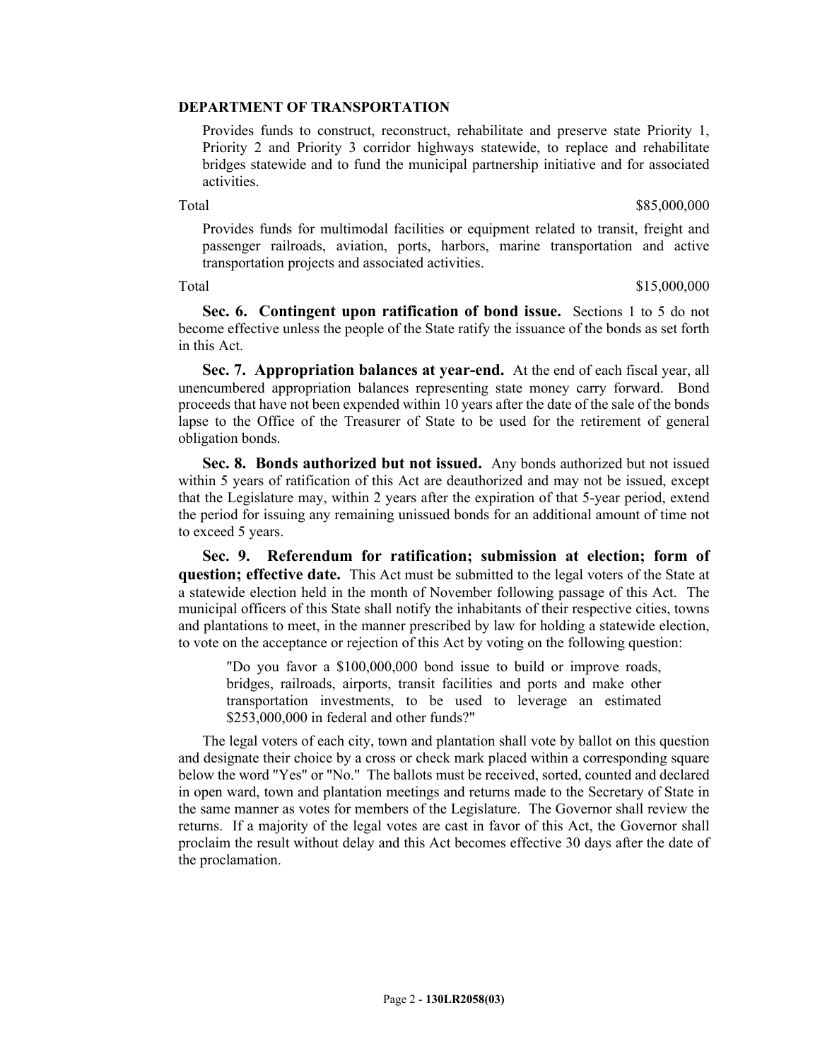**DEPARTMENT OF TRANSPORTATION**

Provides funds to construct, reconstruct, rehabilitate and preserve state Priority 1, Priority 2 and Priority 3 corridor highways statewide, to replace and rehabilitate bridges statewide and to fund the municipal partnership initiative and for associated activities.

Total $85,000,000

Provides funds for multimodal facilities or equipment related to transit, freight and passenger railroads, aviation, ports, harbors, marine transportation and active transportation projects and associated activities.

Total $15,000,000

**Sec. 6. Contingent upon ratification of bond issue.** Sections 1 to 5 do not become effective unless the people of the State ratify the issuance of the bonds as set forth in this Act.

**Sec. 7. Appropriation balances at year-end.** At the end of each fiscal year, all unencumbered appropriation balances representing state money carry forward. Bond proceeds that have not been expended within 10 years after the date of the sale of the bonds lapse to the Office of the Treasurer of State to be used for the retirement of general obligation bonds.

**Sec. 8. Bonds authorized but not issued.** Any bonds authorized but not issued within 5 years of ratification of this Act are deauthorized and may not be issued, except that the Legislature may, within 2 years after the expiration of that 5-year period, extend the period for issuing any remaining unissued bonds for an additional amount of time not to exceed 5 years.

**Sec. 9. Referendum for ratification; submission at election; form of question; effective date.** This Act must be submitted to the legal voters of the State at a statewide election held in the month of November following passage of this Act. The municipal officers of this State shall notify the inhabitants of their respective cities, towns and plantations to meet, in the manner prescribed by law for holding a statewide election, to vote on the acceptance or rejection of this Act by voting on the following question:

> "Do you favor a $100,000,000 bond issue to build or improve roads, bridges, railroads, airports, transit facilities and ports and make other transportation investments, to be used to leverage an estimated $253,000,000 in federal and other funds?"

The legal voters of each city, town and plantation shall vote by ballot on this question and designate their choice by a cross or check mark placed within a corresponding square below the word "Yes" or "No." The ballots must be received, sorted, counted and declared in open ward, town and plantation meetings and returns made to the Secretary of State in the same manner as votes for members of the Legislature. The Governor shall review the returns. If a majority of the legal votes are cast in favor of this Act, the Governor shall proclaim the result without delay and this Act becomes effective 30 days after the date of the proclamation.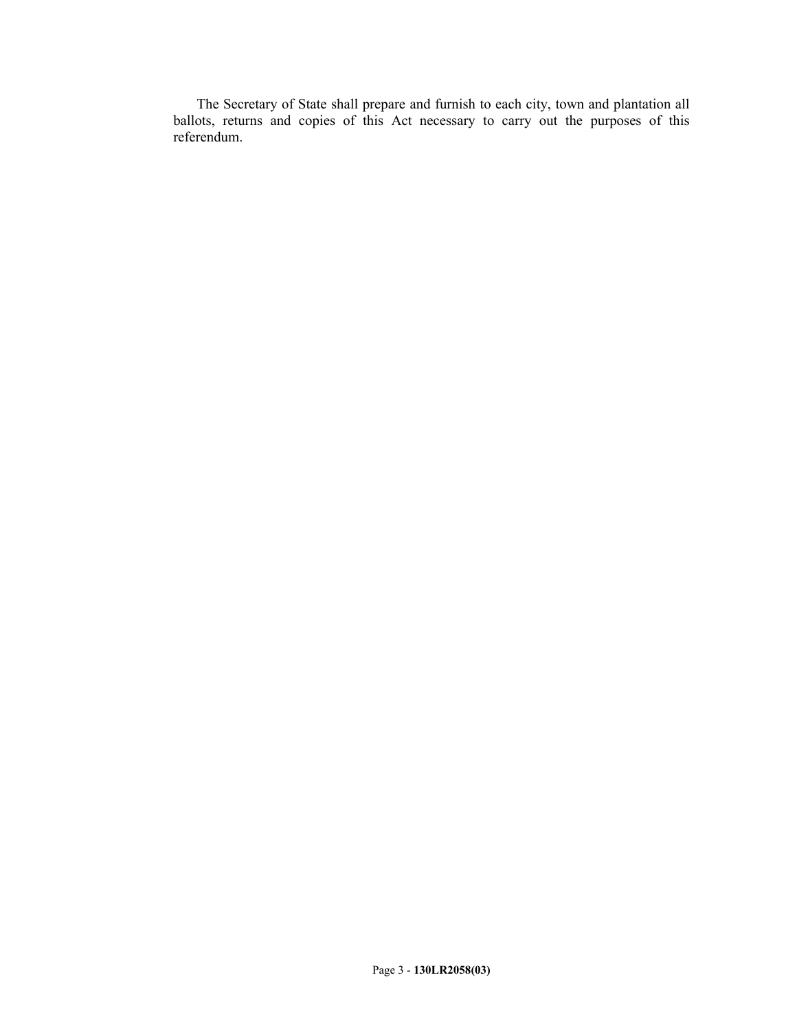The Secretary of State shall prepare and furnish to each city, town and plantation all ballots, returns and copies of this Act necessary to carry out the purposes of this referendum.